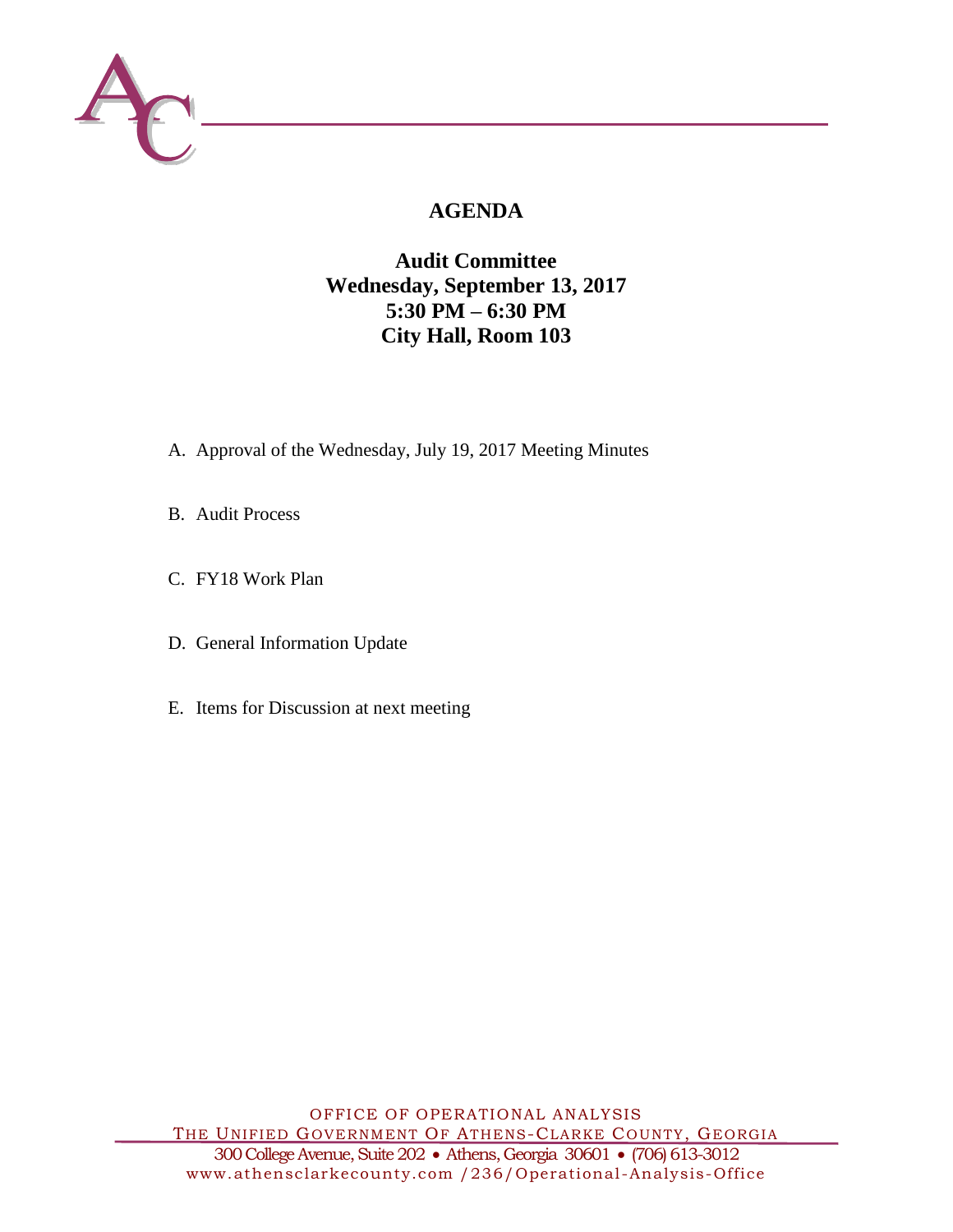# AGENDA

## Audit Committee
## Wednesday, September 13, 2017
## 5:30 PM – 6:30 PM
## City Hall, Room 103

A. Approval of the Wednesday, July 19, 2017 Meeting Minutes

B. Audit Process

C. FY18 Work Plan

D. General Information Update

E. Items for Discussion at next meeting

OFFICE OF OPERATIONAL ANALYSIS
THE UNIFIED GOVERNMENT OF ATHENS-CLARKE COUNTY, GEORGIA
300 College Avenue, Suite 202 • Athens, Georgia 30601 • (706) 613-3012
www.athensclarkecounty.com /236/Operational-Analysis-Office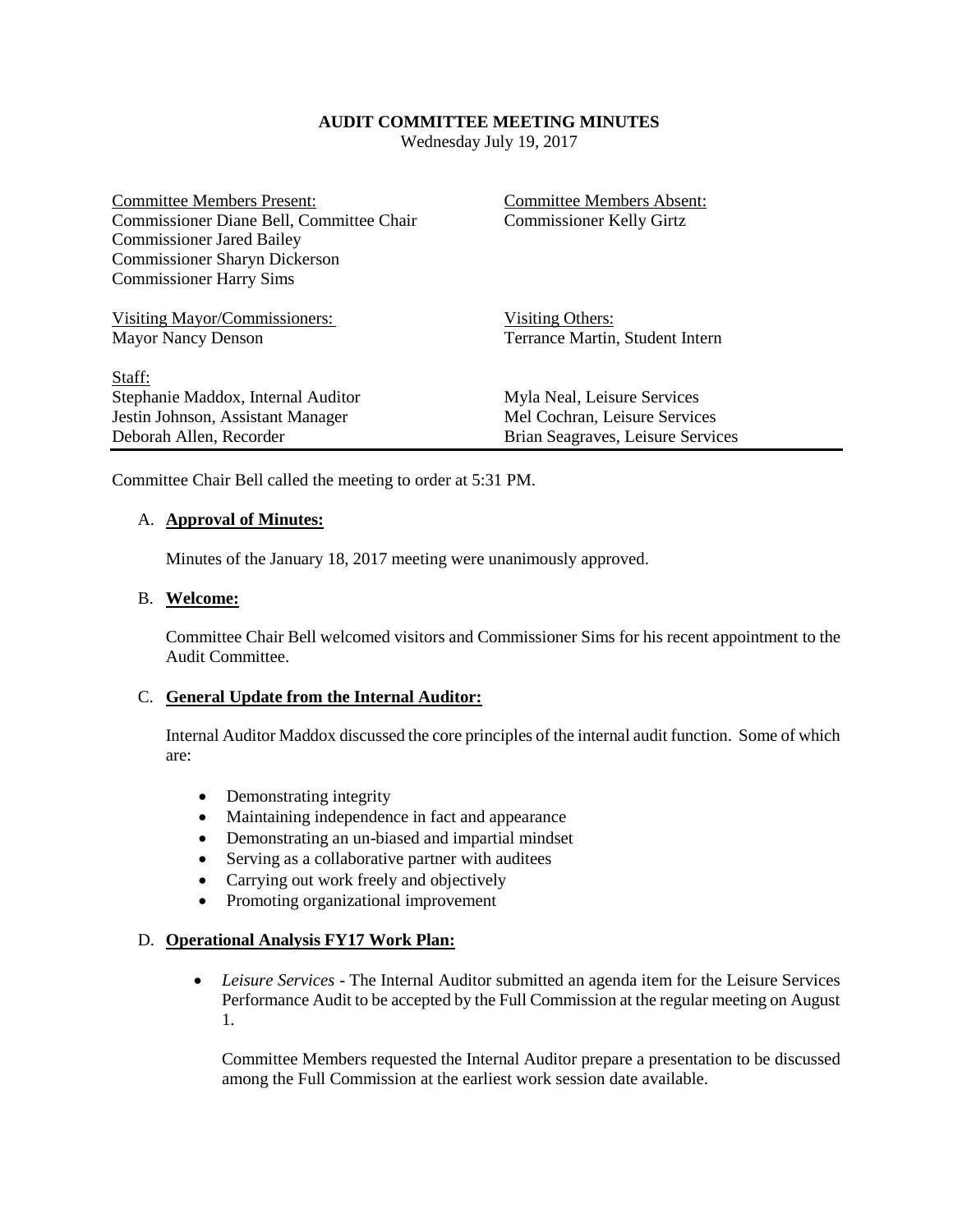**AUDIT COMMITTEE MEETING MINUTES**

Wednesday July 19, 2017

| Committee Members Present: | Committee Members Absent: |
| --- | --- |
| Commissioner Diane Bell, Committee Chair | Commissioner Kelly Girtz |
| Commissioner Jared Bailey | |
| Commissioner Sharyn Dickerson | |
| Commissioner Harry Sims | |

| Visiting Mayor/Commissioners: | Visiting Others: |
| --- | --- |
| Mayor Nancy Denson | Terrance Martin, Student Intern |

| Staff: | |
| --- | --- |
| Stephanie Maddox, Internal Auditor | Myla Neal, Leisure Services |
| Jestin Johnson, Assistant Manager | Mel Cochran, Leisure Services |
| Deborah Allen, Recorder | Brian Seagraves, Leisure Services |

Committee Chair Bell called the meeting to order at 5:31 PM.

A. **Approval of Minutes:**

Minutes of the January 18, 2017 meeting were unanimously approved.

B. **Welcome:**

Committee Chair Bell welcomed visitors and Commissioner Sims for his recent appointment to the Audit Committee.

C. **General Update from the Internal Auditor:**

Internal Auditor Maddox discussed the core principles of the internal audit function. Some of which are:

- Demonstrating integrity
- Maintaining independence in fact and appearance
- Demonstrating an un-biased and impartial mindset
- Serving as a collaborative partner with auditees
- Carrying out work freely and objectively
- Promoting organizational improvement

D. **Operational Analysis FY17 Work Plan:**

- *Leisure Services* - The Internal Auditor submitted an agenda item for the Leisure Services Performance Audit to be accepted by the Full Commission at the regular meeting on August 1.

  Committee Members requested the Internal Auditor prepare a presentation to be discussed among the Full Commission at the earliest work session date available.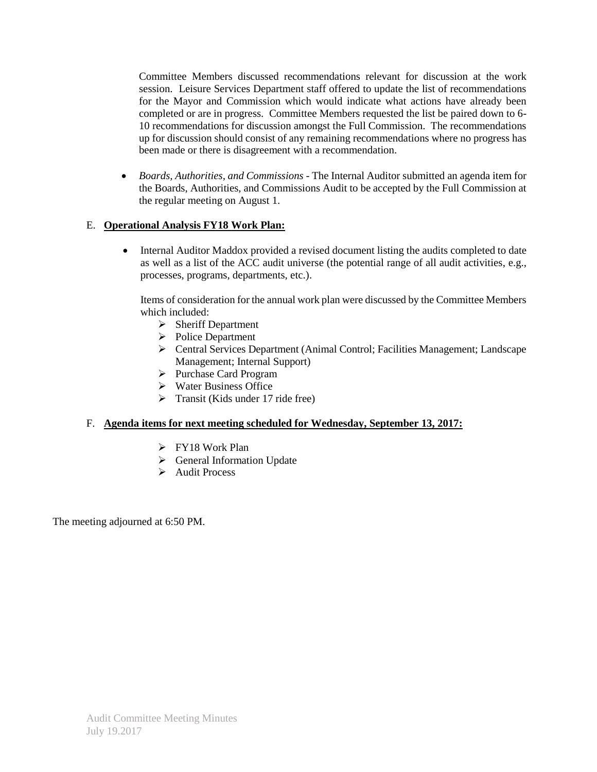Committee Members discussed recommendations relevant for discussion at the work session. Leisure Services Department staff offered to update the list of recommendations for the Mayor and Commission which would indicate what actions have already been completed or are in progress. Committee Members requested the list be paired down to 6-10 recommendations for discussion amongst the Full Commission. The recommendations up for discussion should consist of any remaining recommendations where no progress has been made or there is disagreement with a recommendation.

- *Boards, Authorities, and Commissions* - The Internal Auditor submitted an agenda item for the Boards, Authorities, and Commissions Audit to be accepted by the Full Commission at the regular meeting on August 1.

E. **Operational Analysis FY18 Work Plan:**

- Internal Auditor Maddox provided a revised document listing the audits completed to date as well as a list of the ACC audit universe (the potential range of all audit activities, e.g., processes, programs, departments, etc.).

  Items of consideration for the annual work plan were discussed by the Committee Members which included:
  - Sheriff Department
  - Police Department
  - Central Services Department (Animal Control; Facilities Management; Landscape Management; Internal Support)
  - Purchase Card Program
  - Water Business Office
  - Transit (Kids under 17 ride free)

F. **Agenda items for next meeting scheduled for Wednesday, September 13, 2017:**

- FY18 Work Plan
- General Information Update
- Audit Process

The meeting adjourned at 6:50 PM.